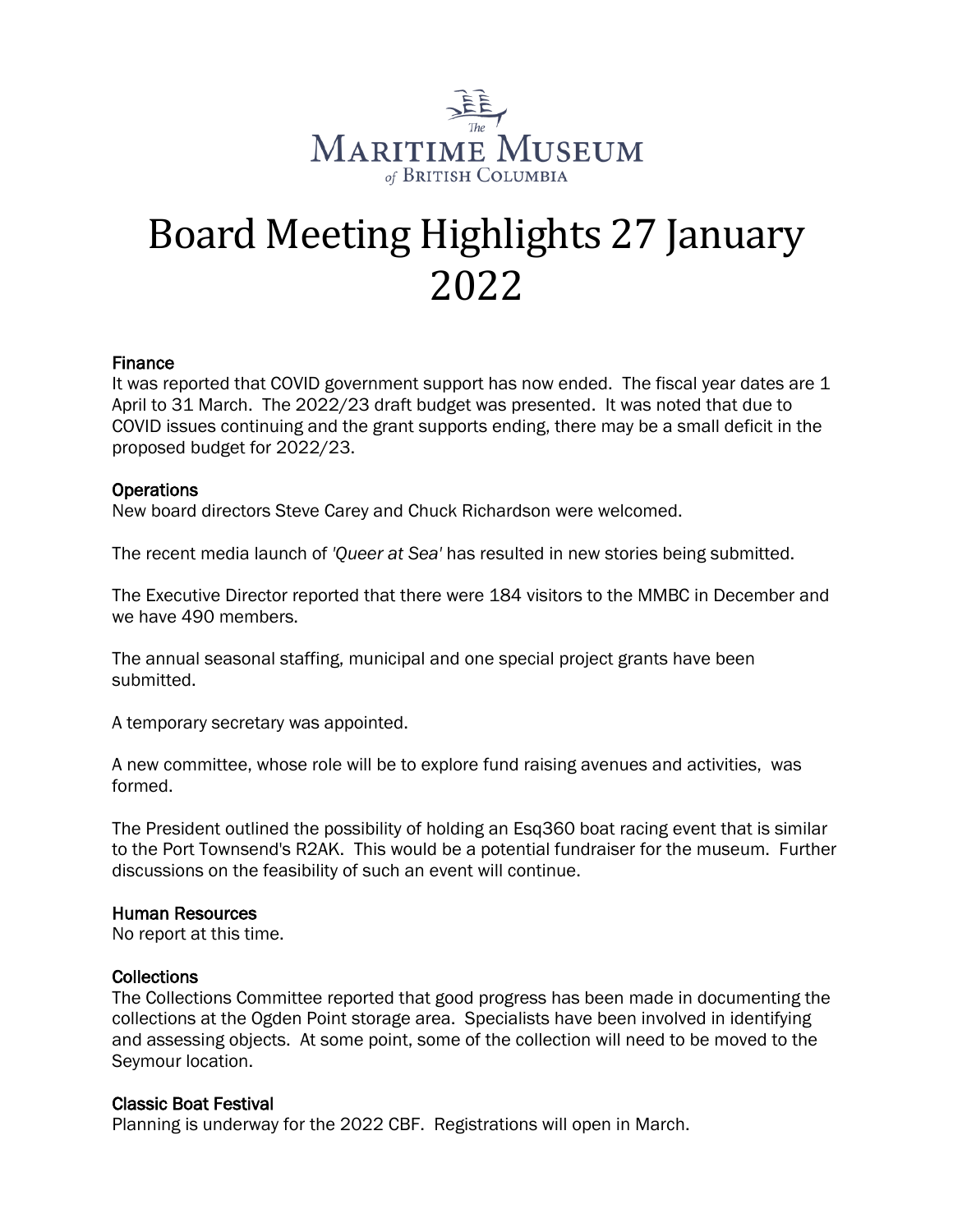The Maritime Museum of British Columbia

# Board Meeting Highlights 27 January 2022

## Finance

It was reported that COVID government support has now ended. The fiscal year dates are 1 April to 31 March. The 2022/23 draft budget was presented. It was noted that due to COVID issues continuing and the grant supports ending, there may be a small deficit in the proposed budget for 2022/23.

## Operations

New board directors Steve Carey and Chuck Richardson were welcomed.

The recent media launch of *'Queer at Sea'* has resulted in new stories being submitted.

The Executive Director reported that there were 184 visitors to the MMBC in December and we have 490 members.

The annual seasonal staffing, municipal and one special project grants have been submitted.

A temporary secretary was appointed.

A new committee, whose role will be to explore fund raising avenues and activities, was formed.

The President outlined the possibility of holding an Esq360 boat racing event that is similar to the Port Townsend's R2AK. This would be a potential fundraiser for the museum. Further discussions on the feasibility of such an event will continue.

## Human Resources

No report at this time.

## Collections

The Collections Committee reported that good progress has been made in documenting the collections at the Ogden Point storage area. Specialists have been involved in identifying and assessing objects. At some point, some of the collection will need to be moved to the Seymour location.

## Classic Boat Festival

Planning is underway for the 2022 CBF. Registrations will open in March.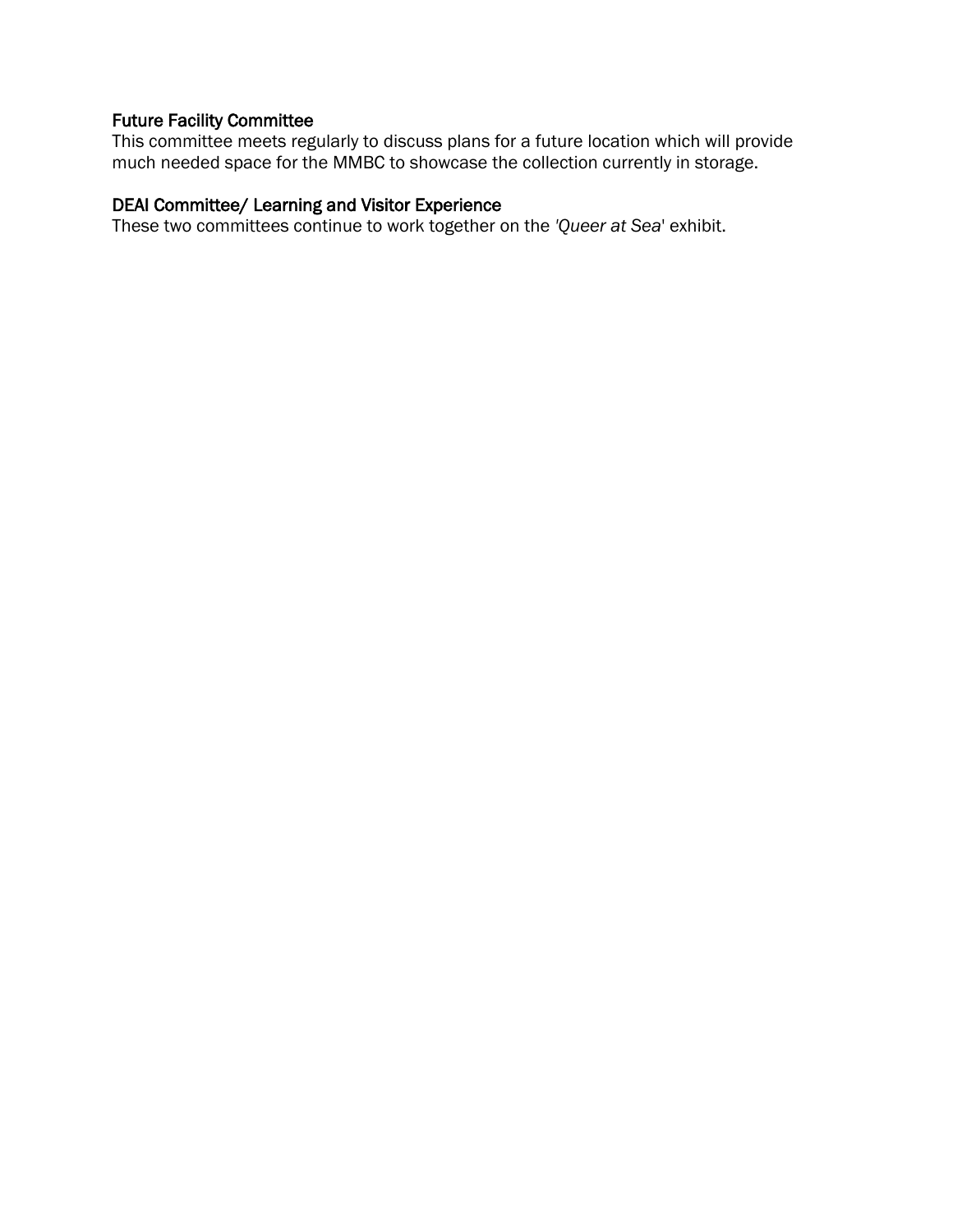### Future Facility Committee

This committee meets regularly to discuss plans for a future location which will provide much needed space for the MMBC to showcase the collection currently in storage.

### DEAI Committee/ Learning and Visitor Experience

These two committees continue to work together on the *'Queer at Sea'* exhibit.